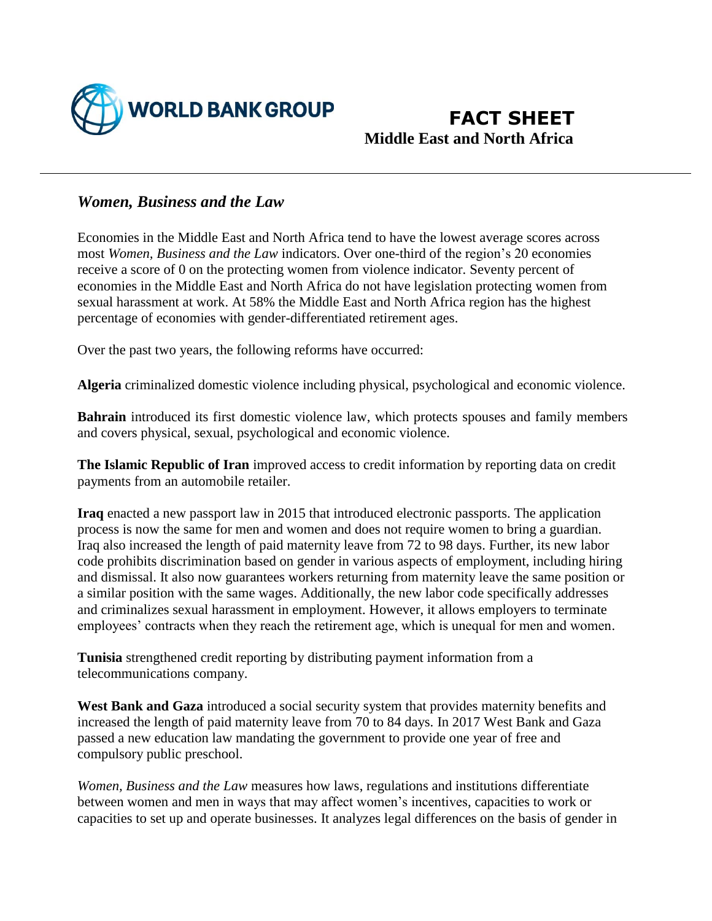WORLD BANK GROUP

# FACT SHEET

## Middle East and North Africa

### *Women, Business and the Law*

Economies in the Middle East and North Africa tend to have the lowest average scores across most *Women, Business and the Law* indicators. Over one-third of the region's 20 economies receive a score of 0 on the protecting women from violence indicator. Seventy percent of economies in the Middle East and North Africa do not have legislation protecting women from sexual harassment at work. At 58% the Middle East and North Africa region has the highest percentage of economies with gender-differentiated retirement ages.

Over the past two years, the following reforms have occurred:

**Algeria** criminalized domestic violence including physical, psychological and economic violence.

**Bahrain** introduced its first domestic violence law, which protects spouses and family members and covers physical, sexual, psychological and economic violence.

**The Islamic Republic of Iran** improved access to credit information by reporting data on credit payments from an automobile retailer.

**Iraq** enacted a new passport law in 2015 that introduced electronic passports. The application process is now the same for men and women and does not require women to bring a guardian. Iraq also increased the length of paid maternity leave from 72 to 98 days. Further, its new labor code prohibits discrimination based on gender in various aspects of employment, including hiring and dismissal. It also now guarantees workers returning from maternity leave the same position or a similar position with the same wages. Additionally, the new labor code specifically addresses and criminalizes sexual harassment in employment. However, it allows employers to terminate employees' contracts when they reach the retirement age, which is unequal for men and women.

**Tunisia** strengthened credit reporting by distributing payment information from a telecommunications company.

**West Bank and Gaza** introduced a social security system that provides maternity benefits and increased the length of paid maternity leave from 70 to 84 days. In 2017 West Bank and Gaza passed a new education law mandating the government to provide one year of free and compulsory public preschool.

*Women, Business and the Law* measures how laws, regulations and institutions differentiate between women and men in ways that may affect women's incentives, capacities to work or capacities to set up and operate businesses. It analyzes legal differences on the basis of gender in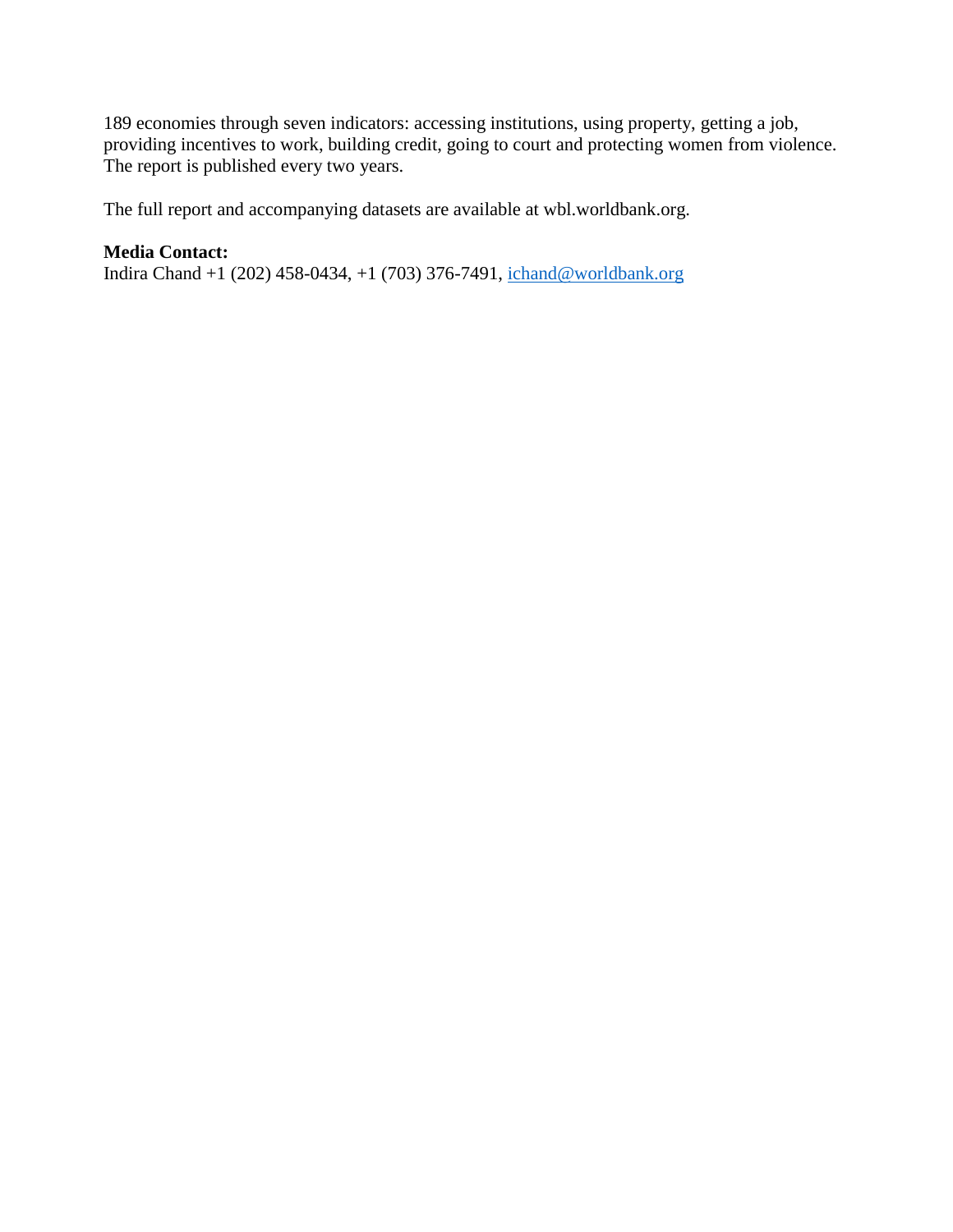189 economies through seven indicators: accessing institutions, using property, getting a job, providing incentives to work, building credit, going to court and protecting women from violence. The report is published every two years.

The full report and accompanying datasets are available at wbl.worldbank.org.

**Media Contact:**
Indira Chand +1 (202) 458-0434, +1 (703) 376-7491, ichand@worldbank.org